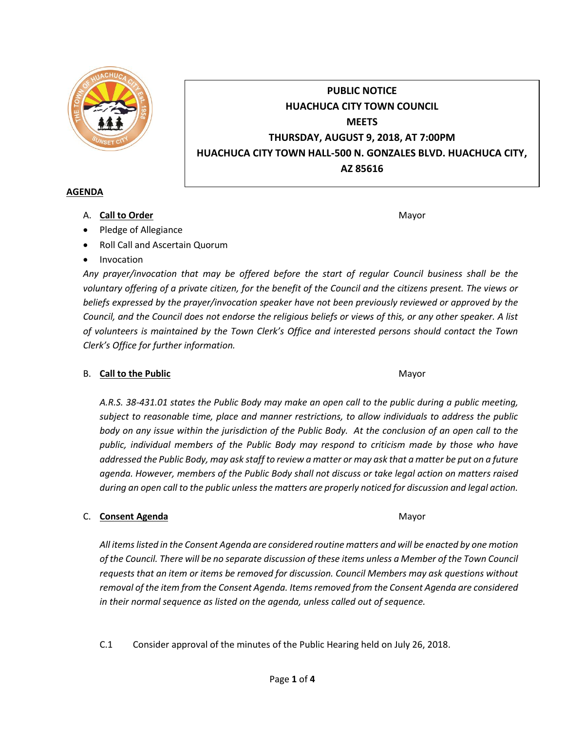**PUBLIC NOTICE**
**HUACHUCA CITY TOWN COUNCIL**
**MEETS**
**THURSDAY, AUGUST 9, 2018, AT 7:00PM**
**HUACHUCA CITY TOWN HALL-500 N. GONZALES BLVD. HUACHUCA CITY, AZ 85616**

## AGENDA

A. **Call to Order** — Mayor

- Pledge of Allegiance
- Roll Call and Ascertain Quorum
- Invocation

*Any prayer/invocation that may be offered before the start of regular Council business shall be the voluntary offering of a private citizen, for the benefit of the Council and the citizens present. The views or beliefs expressed by the prayer/invocation speaker have not been previously reviewed or approved by the Council, and the Council does not endorse the religious beliefs or views of this, or any other speaker. A list of volunteers is maintained by the Town Clerk's Office and interested persons should contact the Town Clerk's Office for further information.*

B. **Call to the Public** — Mayor

*A.R.S. 38-431.01 states the Public Body may make an open call to the public during a public meeting, subject to reasonable time, place and manner restrictions, to allow individuals to address the public body on any issue within the jurisdiction of the Public Body. At the conclusion of an open call to the public, individual members of the Public Body may respond to criticism made by those who have addressed the Public Body, may ask staff to review a matter or may ask that a matter be put on a future agenda. However, members of the Public Body shall not discuss or take legal action on matters raised during an open call to the public unless the matters are properly noticed for discussion and legal action.*

C. **Consent Agenda** — Mayor

*All items listed in the Consent Agenda are considered routine matters and will be enacted by one motion of the Council. There will be no separate discussion of these items unless a Member of the Town Council requests that an item or items be removed for discussion. Council Members may ask questions without removal of the item from the Consent Agenda. Items removed from the Consent Agenda are considered in their normal sequence as listed on the agenda, unless called out of sequence.*

C.1 Consider approval of the minutes of the Public Hearing held on July 26, 2018.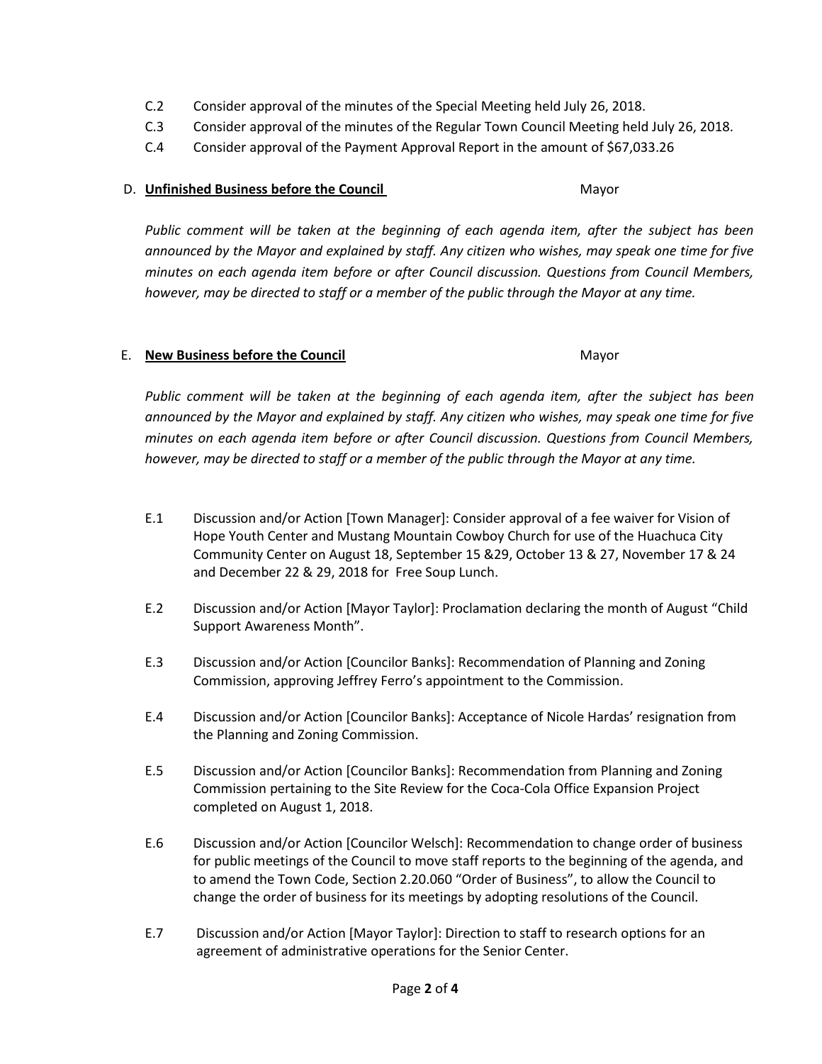C.2 Consider approval of the minutes of the Special Meeting held July 26, 2018.

C.3 Consider approval of the minutes of the Regular Town Council Meeting held July 26, 2018.

C.4 Consider approval of the Payment Approval Report in the amount of $67,033.26

D. **Unfinished Business before the Council** Mayor

*Public comment will be taken at the beginning of each agenda item, after the subject has been announced by the Mayor and explained by staff. Any citizen who wishes, may speak one time for five minutes on each agenda item before or after Council discussion. Questions from Council Members, however, may be directed to staff or a member of the public through the Mayor at any time.*

E. **New Business before the Council** Mayor

*Public comment will be taken at the beginning of each agenda item, after the subject has been announced by the Mayor and explained by staff. Any citizen who wishes, may speak one time for five minutes on each agenda item before or after Council discussion. Questions from Council Members, however, may be directed to staff or a member of the public through the Mayor at any time.*

E.1 Discussion and/or Action [Town Manager]: Consider approval of a fee waiver for Vision of Hope Youth Center and Mustang Mountain Cowboy Church for use of the Huachuca City Community Center on August 18, September 15 &29, October 13 & 27, November 17 & 24 and December 22 & 29, 2018 for Free Soup Lunch.

E.2 Discussion and/or Action [Mayor Taylor]: Proclamation declaring the month of August "Child Support Awareness Month".

E.3 Discussion and/or Action [Councilor Banks]: Recommendation of Planning and Zoning Commission, approving Jeffrey Ferro's appointment to the Commission.

E.4 Discussion and/or Action [Councilor Banks]: Acceptance of Nicole Hardas' resignation from the Planning and Zoning Commission.

E.5 Discussion and/or Action [Councilor Banks]: Recommendation from Planning and Zoning Commission pertaining to the Site Review for the Coca-Cola Office Expansion Project completed on August 1, 2018.

E.6 Discussion and/or Action [Councilor Welsch]: Recommendation to change order of business for public meetings of the Council to move staff reports to the beginning of the agenda, and to amend the Town Code, Section 2.20.060 "Order of Business", to allow the Council to change the order of business for its meetings by adopting resolutions of the Council.

E.7 Discussion and/or Action [Mayor Taylor]: Direction to staff to research options for an agreement of administrative operations for the Senior Center.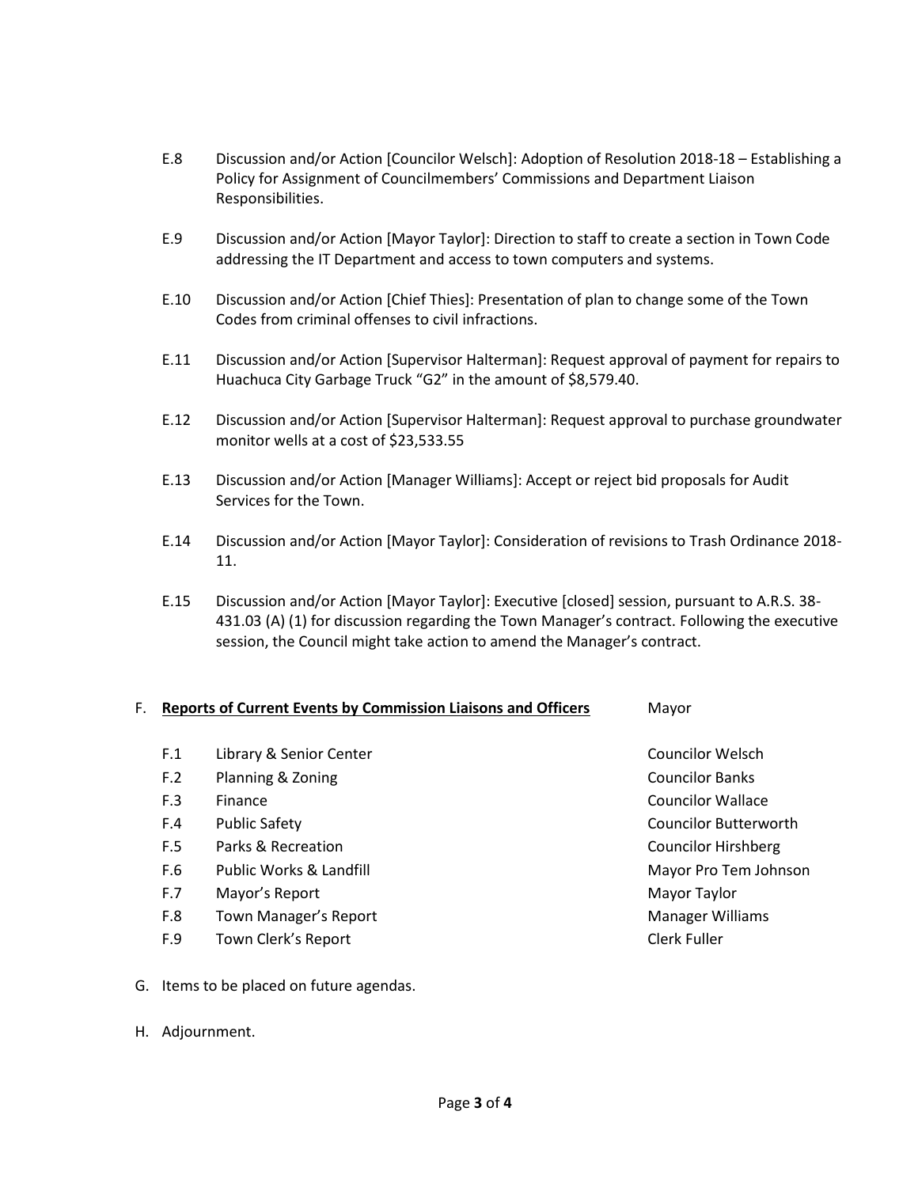E.8 Discussion and/or Action [Councilor Welsch]: Adoption of Resolution 2018-18 – Establishing a Policy for Assignment of Councilmembers' Commissions and Department Liaison Responsibilities.

E.9 Discussion and/or Action [Mayor Taylor]: Direction to staff to create a section in Town Code addressing the IT Department and access to town computers and systems.

E.10 Discussion and/or Action [Chief Thies]: Presentation of plan to change some of the Town Codes from criminal offenses to civil infractions.

E.11 Discussion and/or Action [Supervisor Halterman]: Request approval of payment for repairs to Huachuca City Garbage Truck "G2" in the amount of $8,579.40.

E.12 Discussion and/or Action [Supervisor Halterman]: Request approval to purchase groundwater monitor wells at a cost of $23,533.55

E.13 Discussion and/or Action [Manager Williams]: Accept or reject bid proposals for Audit Services for the Town.

E.14 Discussion and/or Action [Mayor Taylor]: Consideration of revisions to Trash Ordinance 2018-11.

E.15 Discussion and/or Action [Mayor Taylor]: Executive [closed] session, pursuant to A.R.S. 38-431.03 (A) (1) for discussion regarding the Town Manager's contract. Following the executive session, the Council might take action to amend the Manager's contract.

F. **Reports of Current Events by Commission Liaisons and Officers** — Mayor

| | | |
|---|---|---|
| F.1 | Library & Senior Center | Councilor Welsch |
| F.2 | Planning & Zoning | Councilor Banks |
| F.3 | Finance | Councilor Wallace |
| F.4 | Public Safety | Councilor Butterworth |
| F.5 | Parks & Recreation | Councilor Hirshberg |
| F.6 | Public Works & Landfill | Mayor Pro Tem Johnson |
| F.7 | Mayor's Report | Mayor Taylor |
| F.8 | Town Manager's Report | Manager Williams |
| F.9 | Town Clerk's Report | Clerk Fuller |

G. Items to be placed on future agendas.

H. Adjournment.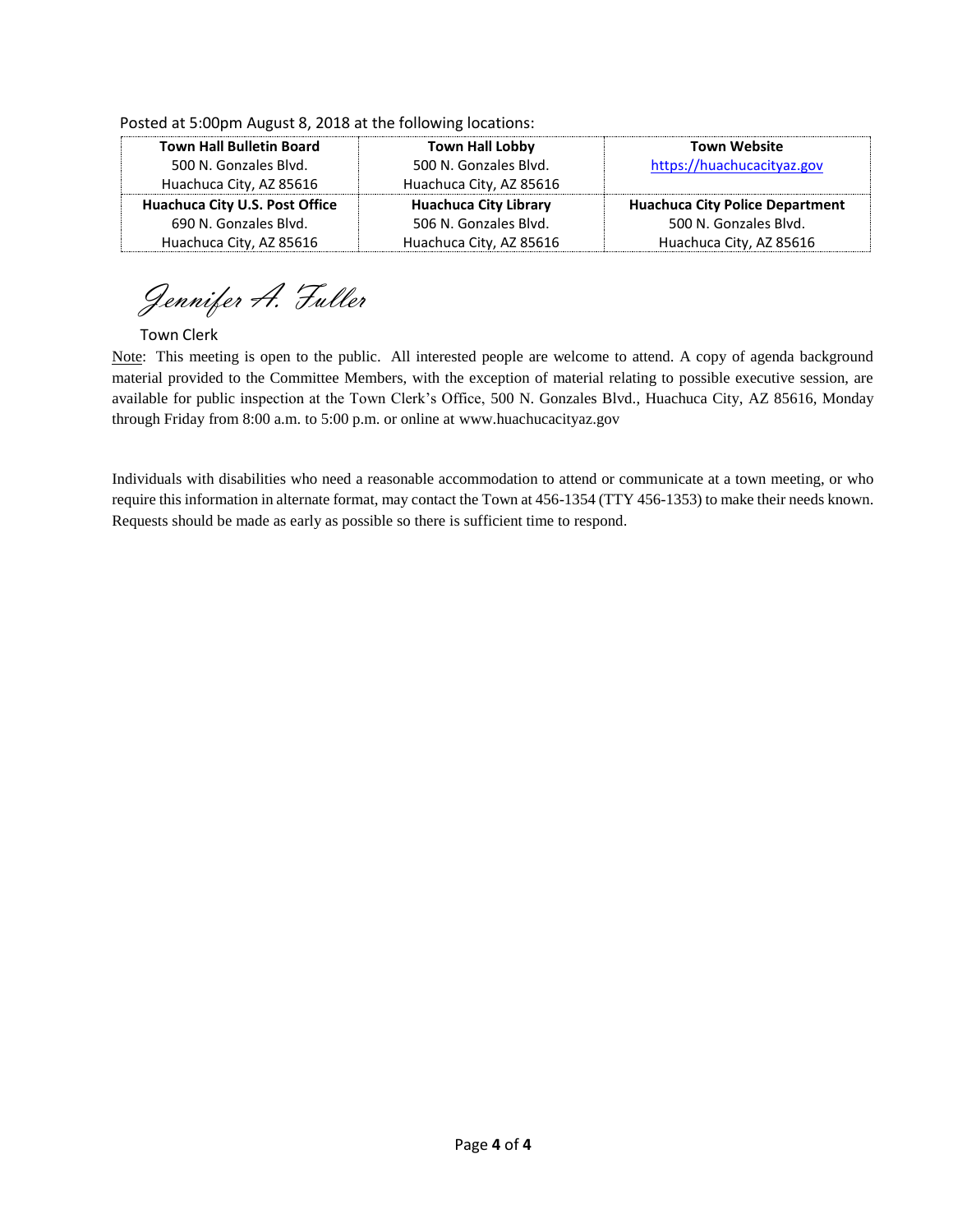Posted at 5:00pm August 8, 2018 at the following locations:

| | | |
|---|---|---|
| **Town Hall Bulletin Board**<br>500 N. Gonzales Blvd.<br>Huachuca City, AZ 85616 | **Town Hall Lobby**<br>500 N. Gonzales Blvd.<br>Huachuca City, AZ 85616 | **Town Website**<br>https://huachucacityaz.gov |
| **Huachuca City U.S. Post Office**<br>690 N. Gonzales Blvd.<br>Huachuca City, AZ 85616 | **Huachuca City Library**<br>506 N. Gonzales Blvd.<br>Huachuca City, AZ 85616 | **Huachuca City Police Department**<br>500 N. Gonzales Blvd.<br>Huachuca City, AZ 85616 |

*Jennifer A. Fuller*

Town Clerk

Note: This meeting is open to the public. All interested people are welcome to attend. A copy of agenda background material provided to the Committee Members, with the exception of material relating to possible executive session, are available for public inspection at the Town Clerk's Office, 500 N. Gonzales Blvd., Huachuca City, AZ 85616, Monday through Friday from 8:00 a.m. to 5:00 p.m. or online at www.huachucacityaz.gov

Individuals with disabilities who need a reasonable accommodation to attend or communicate at a town meeting, or who require this information in alternate format, may contact the Town at 456-1354 (TTY 456-1353) to make their needs known. Requests should be made as early as possible so there is sufficient time to respond.